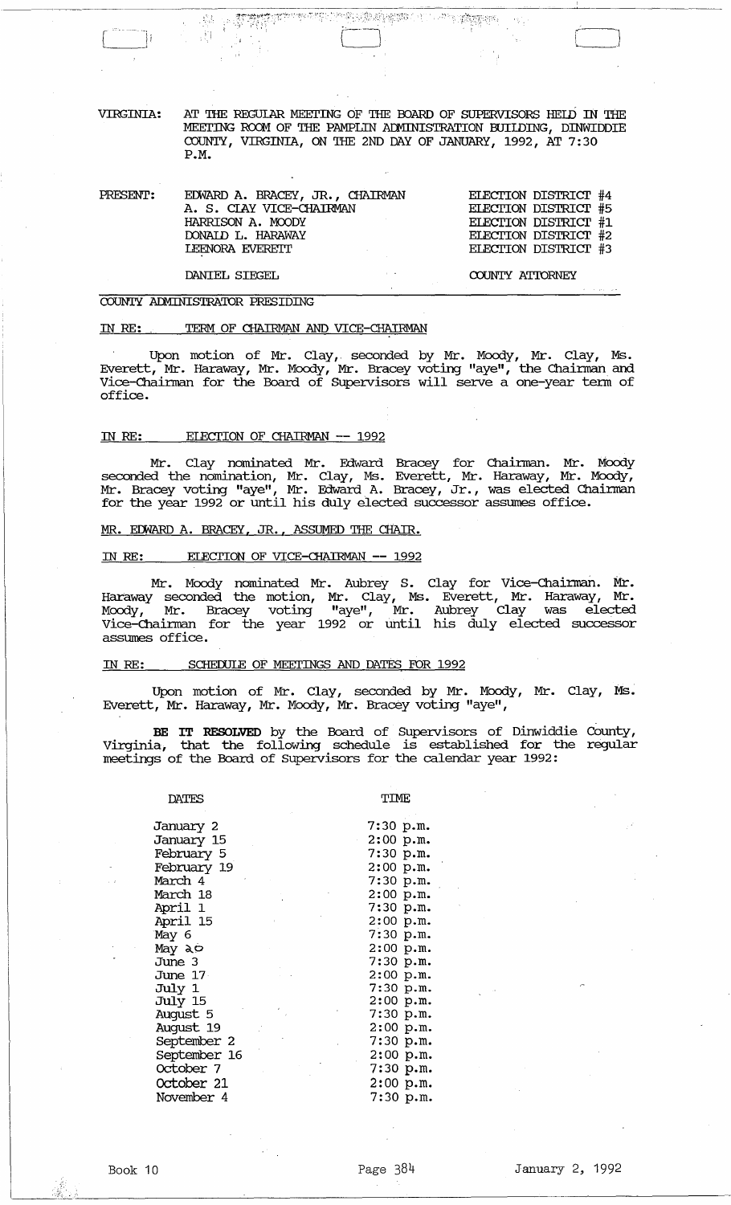VIRGINIA: AT THE REGULAR MEETING OF THE BOARD OF SUPERVISORS HELD IN THE MEETING ROOM OF THE PAMPLIN ADMINISTRATION BUILDING, DINWIDDIE COUNTY, VIRGINIA, ON THE 2ND DAY OF JANUARY, 1992, AT 7:30 P.M.

| PRESENT: | | |
|---|---|---|
| | EDWARD A. BRACEY, JR., CHAIRMAN | ELECTION DISTRICT #4 |
| | A. S. CLAY VICE-CHAIRMAN | ELECTION DISTRICT #5 |
| | HARRISON A. MOODY | ELECTION DISTRICT #1 |
| | DONALD L. HARAWAY | ELECTION DISTRICT #2 |
| | LEENORA EVERETT | ELECTION DISTRICT #3 |
| | DANIEL SIEGEL | COUNTY ATTORNEY |

COUNTY ADMINISTRATOR PRESIDING

IN RE: TERM OF CHAIRMAN AND VICE-CHAIRMAN

Upon motion of Mr. Clay, seconded by Mr. Moody, Mr. Clay, Ms. Everett, Mr. Haraway, Mr. Moody, Mr. Bracey voting "aye", the Chairman and Vice-Chairman for the Board of Supervisors will serve a one-year term of office.

IN RE: ELECTION OF CHAIRMAN -- 1992

Mr. Clay nominated Mr. Edward Bracey for Chairman. Mr. Moody seconded the nomination, Mr. Clay, Ms. Everett, Mr. Haraway, Mr. Moody, Mr. Bracey voting "aye", Mr. Edward A. Bracey, Jr., was elected Chairman for the year 1992 or until his duly elected successor assumes office.

MR. EDWARD A. BRACEY, JR., ASSUMED THE CHAIR.

IN RE: ELECTION OF VICE-CHAIRMAN -- 1992

Mr. Moody nominated Mr. Aubrey S. Clay for Vice-Chairman. Mr. Haraway seconded the motion, Mr. Clay, Ms. Everett, Mr. Haraway, Mr. Moody, Mr. Bracey voting "aye", Mr. Aubrey Clay was elected Vice-Chairman for the year 1992 or until his duly elected successor assumes office.

IN RE: SCHEDULE OF MEETINGS AND DATES FOR 1992

Upon motion of Mr. Clay, seconded by Mr. Moody, Mr. Clay, Ms. Everett, Mr. Haraway, Mr. Moody, Mr. Bracey voting "aye",

**BE IT RESOLVED** by the Board of Supervisors of Dinwiddie County, Virginia, that the following schedule is established for the regular meetings of the Board of Supervisors for the calendar year 1992:

| DATES | TIME |
|---|---|
| January 2 | 7:30 p.m. |
| January 15 | 2:00 p.m. |
| February 5 | 7:30 p.m. |
| February 19 | 2:00 p.m. |
| March 4 | 7:30 p.m. |
| March 18 | 2:00 p.m. |
| April 1 | 7:30 p.m. |
| April 15 | 2:00 p.m. |
| May 6 | 7:30 p.m. |
| May 20 | 2:00 p.m. |
| June 3 | 7:30 p.m. |
| June 17 | 2:00 p.m. |
| July 1 | 7:30 p.m. |
| July 15 | 2:00 p.m. |
| August 5 | 7:30 p.m. |
| August 19 | 2:00 p.m. |
| September 2 | 7:30 p.m. |
| September 16 | 2:00 p.m. |
| October 7 | 7:30 p.m. |
| October 21 | 2:00 p.m. |
| November 4 | 7:30 p.m. |

Book 10 Page 384 January 2, 1992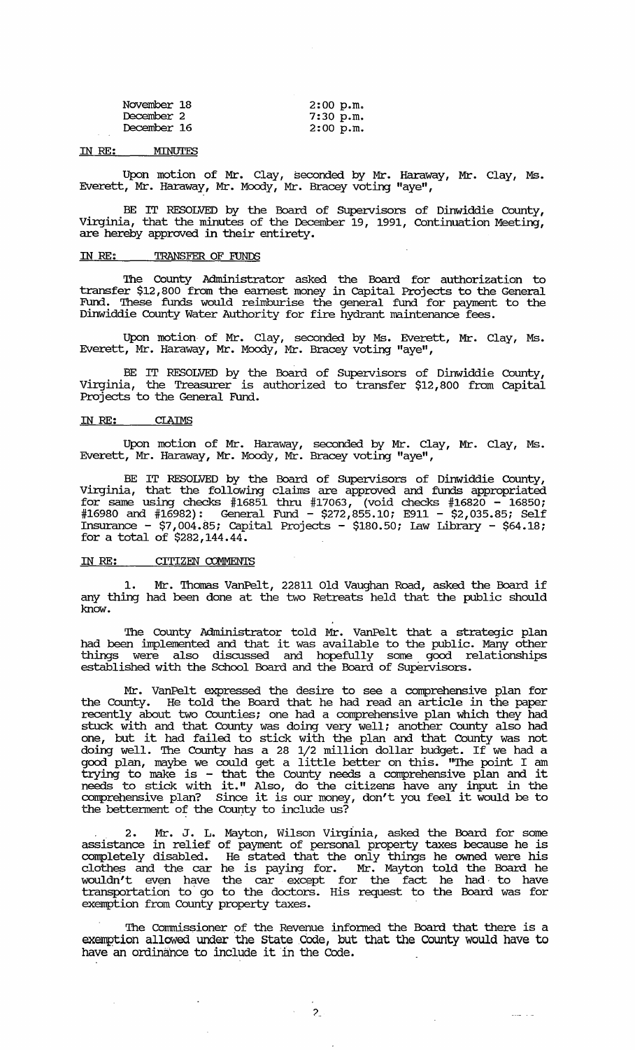| | |
|---|---|
| November 18 | 2:00 p.m. |
| December 2 | 7:30 p.m. |
| December 16 | 2:00 p.m. |

IN RE: MINUTES

Upon motion of Mr. Clay, seconded by Mr. Haraway, Mr. Clay, Ms. Everett, Mr. Haraway, Mr. Moody, Mr. Bracey voting "aye",

BE IT RESOLVED by the Board of Supervisors of Dinwiddie County, Virginia, that the minutes of the December 19, 1991, Continuation Meeting, are hereby approved in their entirety.

IN RE: TRANSFER OF FUNDS

The County Administrator asked the Board for authorization to transfer $12,800 from the earnest money in Capital Projects to the General Fund. These funds would reimburise the general fund for payment to the Dinwiddie County Water Authority for fire hydrant maintenance fees.

Upon motion of Mr. Clay, seconded by Ms. Everett, Mr. Clay, Ms. Everett, Mr. Haraway, Mr. Moody, Mr. Bracey voting "aye",

BE IT RESOLVED by the Board of Supervisors of Dinwiddie County, Virginia, the Treasurer is authorized to transfer $12,800 from Capital Projects to the General Fund.

IN RE: CLAIMS

Upon motion of Mr. Haraway, seconded by Mr. Clay, Mr. Clay, Ms. Everett, Mr. Haraway, Mr. Moody, Mr. Bracey voting "aye",

BE IT RESOLVED by the Board of Supervisors of Dinwiddie County, Virginia, that the following claims are approved and funds appropriated for same using checks #16851 thru #17063, (void checks #16820 - 16850; #16980 and #16982): General Fund - $272,855.10; E911 - $2,035.85; Self Insurance - $7,004.85; Capital Projects - $180.50; Law Library - $64.18; for a total of $282,144.44.

IN RE: CITIZEN COMMENTS

1. Mr. Thomas VanPelt, 22811 Old Vaughan Road, asked the Board if any thing had been done at the two Retreats held that the public should know.

The County Administrator told Mr. VanPelt that a strategic plan had been implemented and that it was available to the public. Many other things were also discussed and hopefully some good relationships established with the School Board and the Board of Supervisors.

Mr. VanPelt expressed the desire to see a comprehensive plan for the County. He told the Board that he had read an article in the paper recently about two Counties; one had a comprehensive plan which they had stuck with and that County was doing very well; another County also had one, but it had failed to stick with the plan and that County was not doing well. The County has a 28 1/2 million dollar budget. If we had a good plan, maybe we could get a little better on this. "The point I am trying to make is - that the County needs a comprehensive plan and it needs to stick with it." Also, do the citizens have any input in the comprehensive plan? Since it is our money, don't you feel it would be to the betterment of the County to include us?

2. Mr. J. L. Mayton, Wilson Virginia, asked the Board for some assistance in relief of payment of personal property taxes because he is completely disabled. He stated that the only things he owned were his clothes and the car he is paying for. Mr. Mayton told the Board he wouldn't even have the car except for the fact he had to have transportation to go to the doctors. His request to the Board was for exemption from County property taxes.

The Commissioner of the Revenue informed the Board that there is a exemption allowed under the State Code, but that the County would have to have an ordinance to include it in the Code.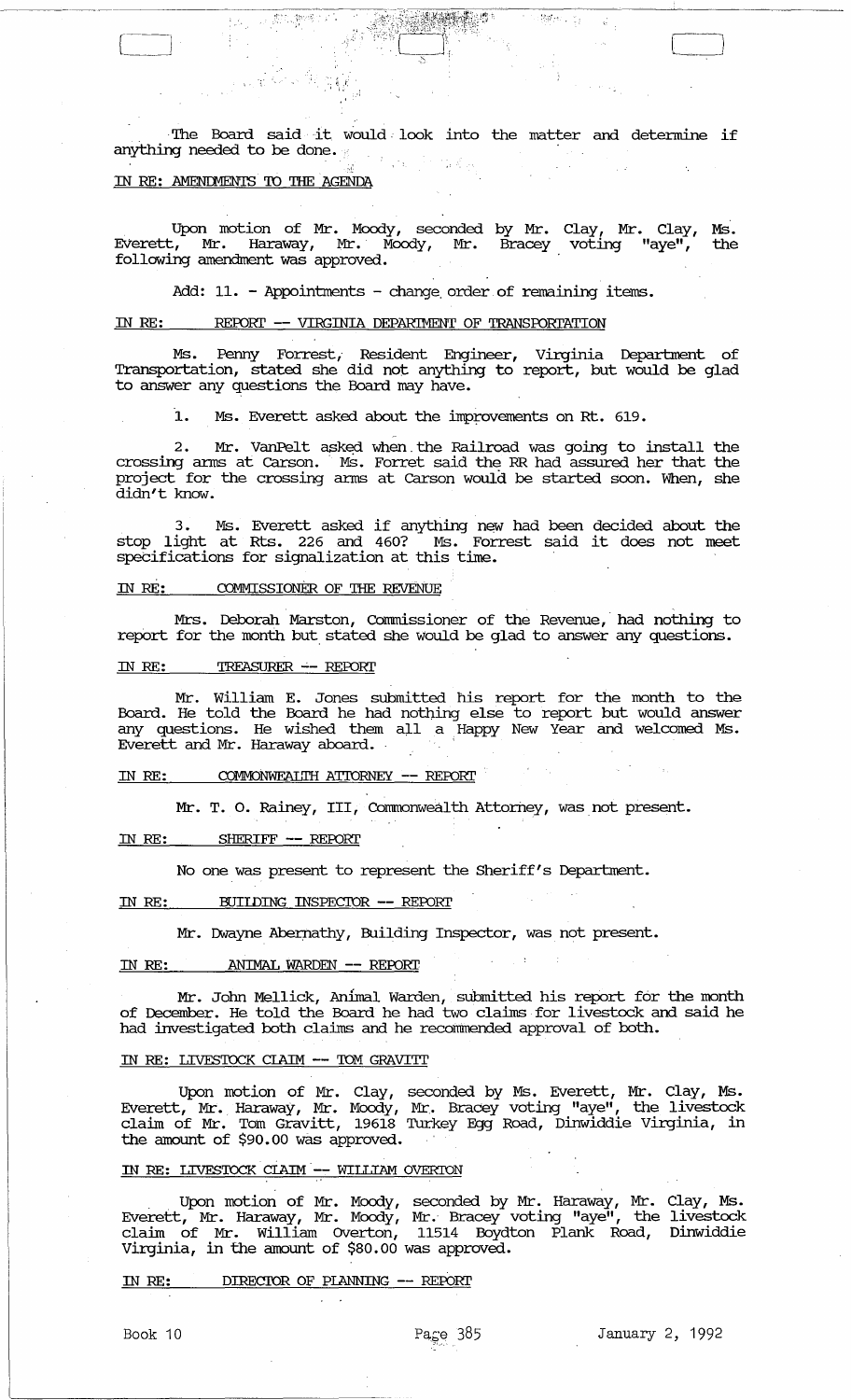The Board said it would look into the matter and determine if anything needed to be done.

IN RE: AMENDMENTS TO THE AGENDA

Upon motion of Mr. Moody, seconded by Mr. Clay, Mr. Clay, Ms. Everett, Mr. Haraway, Mr. Moody, Mr. Bracey voting "aye", the following amendment was approved.

Add: 11. - Appointments - change order of remaining items.

IN RE: REPORT -- VIRGINIA DEPARTMENT OF TRANSPORTATION

Ms. Penny Forrest, Resident Engineer, Virginia Department of Transportation, stated she did not anything to report, but would be glad to answer any questions the Board may have.

1. Ms. Everett asked about the improvements on Rt. 619.

2. Mr. VanPelt asked when the Railroad was going to install the crossing arms at Carson. Ms. Forret said the RR had assured her that the project for the crossing arms at Carson would be started soon. When, she didn't know.

3. Ms. Everett asked if anything new had been decided about the stop light at Rts. 226 and 460? Ms. Forrest said it does not meet specifications for signalization at this time.

IN RE: COMMISSIONER OF THE REVENUE

Mrs. Deborah Marston, Commissioner of the Revenue, had nothing to report for the month but stated she would be glad to answer any questions.

IN RE: TREASURER -- REPORT

Mr. William E. Jones submitted his report for the month to the Board. He told the Board he had nothing else to report but would answer any questions. He wished them all a Happy New Year and welcomed Ms. Everett and Mr. Haraway aboard.

IN RE: COMMONWEALTH ATTORNEY -- REPORT

Mr. T. O. Rainey, III, Commonwealth Attorney, was not present.

IN RE: SHERIFF -- REPORT

No one was present to represent the Sheriff's Department.

IN RE: BUILDING INSPECTOR -- REPORT

Mr. Dwayne Abernathy, Building Inspector, was not present.

IN RE: ANIMAL WARDEN -- REPORT

Mr. John Mellick, Animal Warden, submitted his report for the month of December. He told the Board he had two claims for livestock and said he had investigated both claims and he recommended approval of both.

IN RE: LIVESTOCK CLAIM -- TOM GRAVITT

Upon motion of Mr. Clay, seconded by Ms. Everett, Mr. Clay, Ms. Everett, Mr. Haraway, Mr. Moody, Mr. Bracey voting "aye", the livestock claim of Mr. Tom Gravitt, 19618 Turkey Egg Road, Dinwiddie Virginia, in the amount of $90.00 was approved.

IN RE: LIVESTOCK CLAIM -- WILLIAM OVERTON

Upon motion of Mr. Moody, seconded by Mr. Haraway, Mr. Clay, Ms. Everett, Mr. Haraway, Mr. Moody, Mr. Bracey voting "aye", the livestock claim of Mr. William Overton, 11514 Boydton Plank Road, Dinwiddie Virginia, in the amount of $80.00 was approved.

IN RE: DIRECTOR OF PLANNING -- REPORT

Book 10 | Page 385 | January 2, 1992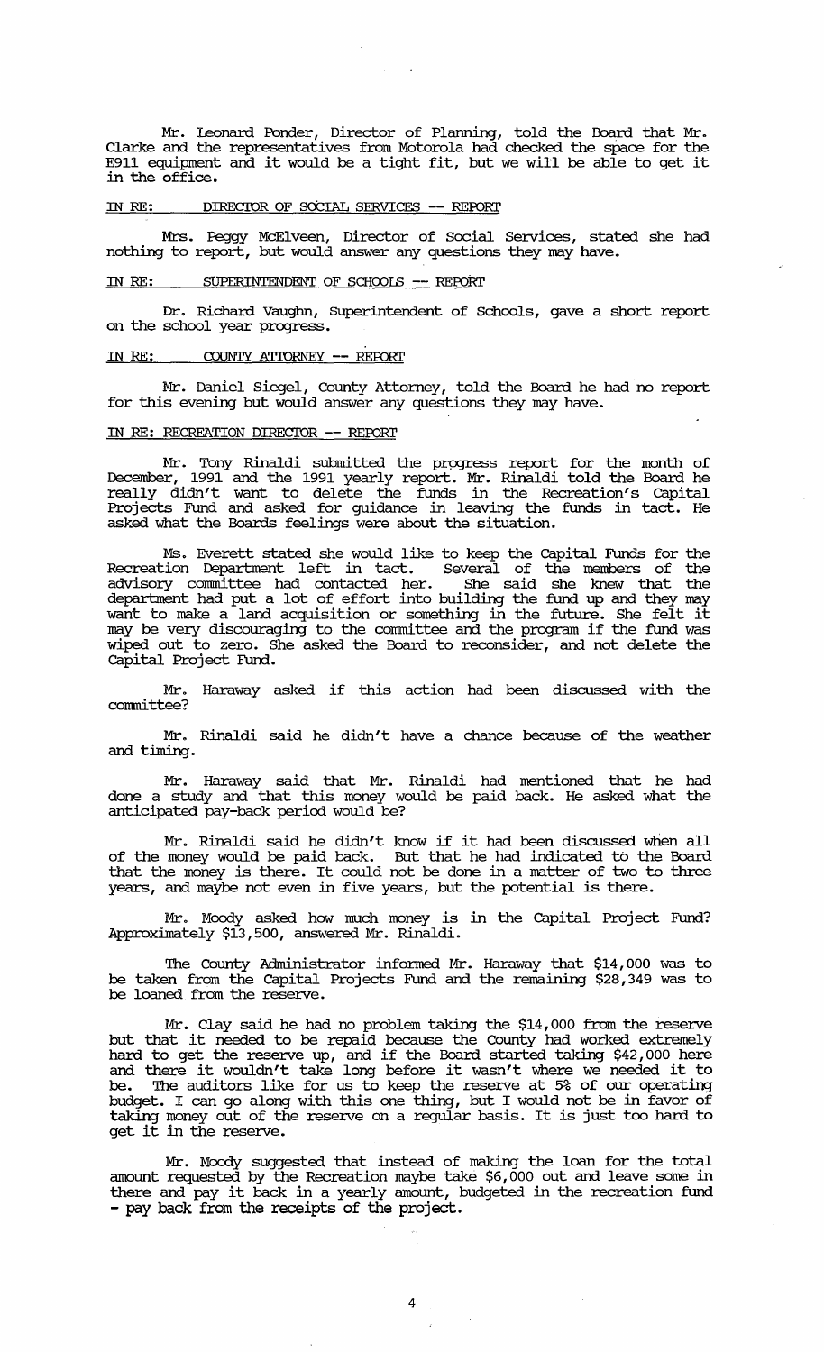Mr. Leonard Ponder, Director of Planning, told the Board that Mr. Clarke and the representatives from Motorola had checked the space for the E911 equipment and it would be a tight fit, but we will be able to get it in the office.

IN RE: DIRECTOR OF SOCIAL SERVICES -- REPORT

Mrs. Peggy McElveen, Director of Social Services, stated she had nothing to report, but would answer any questions they may have.

IN RE: SUPERINTENDENT OF SCHOOLS -- REPORT

Dr. Richard Vaughn, Superintendent of Schools, gave a short report on the school year progress.

IN RE: COUNTY ATTORNEY -- REPORT

Mr. Daniel Siegel, County Attorney, told the Board he had no report for this evening but would answer any questions they may have.

IN RE: RECREATION DIRECTOR -- REPORT

Mr. Tony Rinaldi submitted the progress report for the month of December, 1991 and the 1991 yearly report. Mr. Rinaldi told the Board he really didn't want to delete the funds in the Recreation's Capital Projects Fund and asked for guidance in leaving the funds in tact. He asked what the Boards feelings were about the situation.

Ms. Everett stated she would like to keep the Capital Funds for the Recreation Department left in tact. Several of the members of the advisory committee had contacted her. She said she knew that the department had put a lot of effort into building the fund up and they may want to make a land acquisition or something in the future. She felt it may be very discouraging to the committee and the program if the fund was wiped out to zero. She asked the Board to reconsider, and not delete the Capital Project Fund.

Mr. Haraway asked if this action had been discussed with the committee?

Mr. Rinaldi said he didn't have a chance because of the weather and timing.

Mr. Haraway said that Mr. Rinaldi had mentioned that he had done a study and that this money would be paid back. He asked what the anticipated pay-back period would be?

Mr. Rinaldi said he didn't know if it had been discussed when all of the money would be paid back. But that he had indicated to the Board that the money is there. It could not be done in a matter of two to three years, and maybe not even in five years, but the potential is there.

Mr. Moody asked how much money is in the Capital Project Fund? Approximately $13,500, answered Mr. Rinaldi.

The County Administrator informed Mr. Haraway that $14,000 was to be taken from the Capital Projects Fund and the remaining $28,349 was to be loaned from the reserve.

Mr. Clay said he had no problem taking the $14,000 from the reserve but that it needed to be repaid because the County had worked extremely hard to get the reserve up, and if the Board started taking $42,000 here and there it wouldn't take long before it wasn't where we needed it to be. The auditors like for us to keep the reserve at 5% of our operating budget. I can go along with this one thing, but I would not be in favor of taking money out of the reserve on a regular basis. It is just too hard to get it in the reserve.

Mr. Moody suggested that instead of making the loan for the total amount requested by the Recreation maybe take $6,000 out and leave some in there and pay it back in a yearly amount, budgeted in the recreation fund - pay back from the receipts of the project.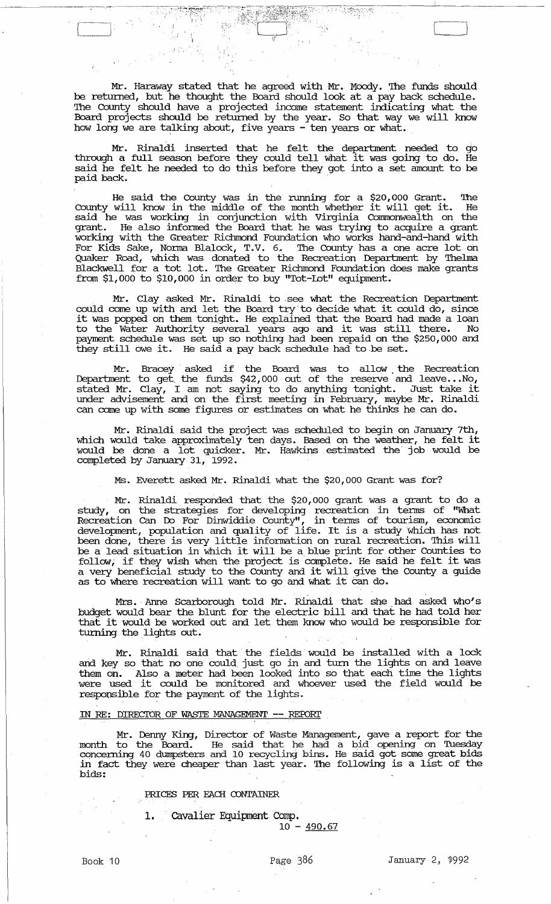Mr. Haraway stated that he agreed with Mr. Moody. The funds should be returned, but he thought the Board should look at a pay back schedule. The County should have a projected income statement indicating what the Board projects should be returned by the year. So that way we will know how long we are talking about, five years - ten years or what.

Mr. Rinaldi inserted that he felt the department needed to go through a full season before they could tell what it was going to do. He said he felt he needed to do this before they got into a set amount to be paid back.

He said the County was in the running for a $20,000 Grant. The County will know in the middle of the month whether it will get it. He said he was working in conjunction with Virginia Commonwealth on the grant. He also informed the Board that he was trying to acquire a grant working with the Greater Richmond Foundation who works hand-and-hand with For Kids Sake, Norma Blalock, T.V. 6. The County has a one acre lot on Quaker Road, which was donated to the Recreation Department by Thelma Blackwell for a tot lot. The Greater Richmond Foundation does make grants from $1,000 to $10,000 in order to buy "Tot-Lot" equipment.

Mr. Clay asked Mr. Rinaldi to see what the Recreation Department could come up with and let the Board try to decide what it could do, since it was popped on them tonight. He explained that the Board had made a loan to the Water Authority several years ago and it was still there. No payment schedule was set up so nothing had been repaid on the $250,000 and they still owe it. He said a pay back schedule had to be set.

Mr. Bracey asked if the Board was to allow the Recreation Department to get the funds $42,000 out of the reserve and leave...No, stated Mr. Clay, I am not saying to do anything tonight. Just take it under advisement and on the first meeting in February, maybe Mr. Rinaldi can come up with some figures or estimates on what he thinks he can do.

Mr. Rinaldi said the project was scheduled to begin on January 7th, which would take approximately ten days. Based on the weather, he felt it would be done a lot quicker. Mr. Hawkins estimated the job would be completed by January 31, 1992.

Ms. Everett asked Mr. Rinaldi what the $20,000 Grant was for?

Mr. Rinaldi responded that the $20,000 grant was a grant to do a study, on the strategies for developing recreation in terms of "What Recreation Can Do For Dinwiddie County", in terms of tourism, economic development, population and quality of life. It is a study which has not been done, there is very little information on rural recreation. This will be a lead situation in which it will be a blue print for other Counties to follow, if they wish when the project is complete. He said he felt it was a very beneficial study to the County and it will give the County a guide as to where recreation will want to go and what it can do.

Mrs. Anne Scarborough told Mr. Rinaldi that she had asked who's budget would bear the blunt for the electric bill and that he had told her that it would be worked out and let them know who would be responsible for turning the lights out.

Mr. Rinaldi said that the fields would be installed with a lock and key so that no one could just go in and turn the lights on and leave them on. Also a meter had been looked into so that each time the lights were used it could be monitored and whoever used the field would be responsible for the payment of the lights.

IN RE: DIRECTOR OF WASTE MANAGEMENT -- REPORT

Mr. Denny King, Director of Waste Management, gave a report for the month to the Board. He said that he had a bid opening on Tuesday concerning 40 dumpsters and 10 recycling bins. He said got some great bids in fact they were cheaper than last year. The following is a list of the bids:

PRICES PER EACH CONTAINER

1. Cavalier Equipment Comp.
   10 - 490.67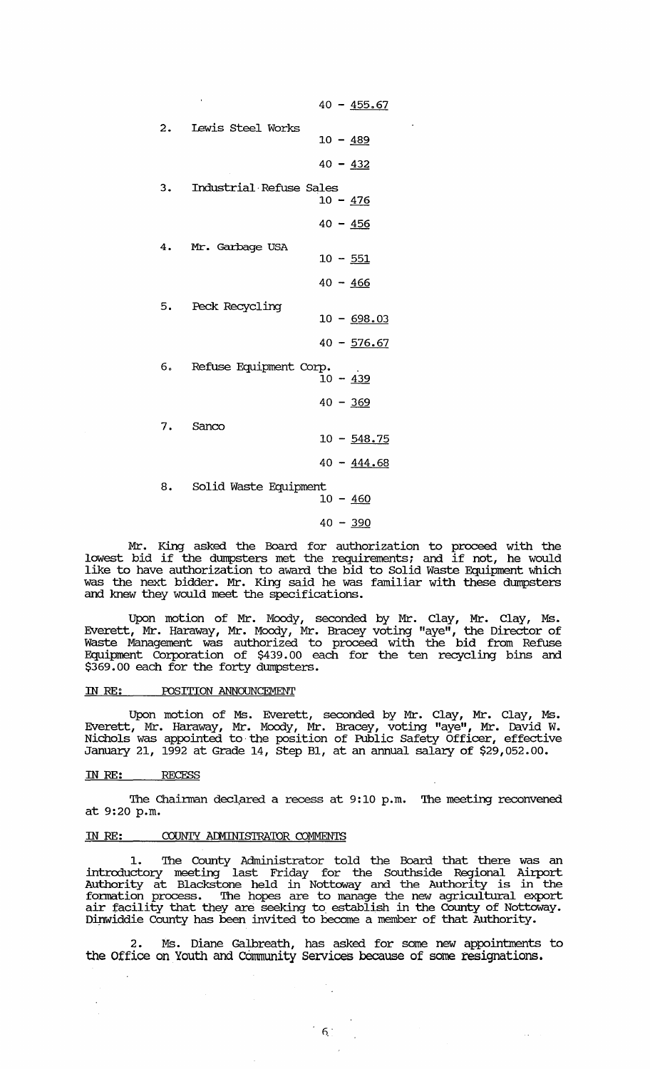40 - 455.67

2. Lewis Steel Works
   10 - 489
   40 - 432

3. Industrial Refuse Sales
   10 - 476
   40 - 456

4. Mr. Garbage USA
   10 - 551
   40 - 466

5. Peck Recycling
   10 - 698.03
   40 - 576.67

6. Refuse Equipment Corp.
   10 - 439
   40 - 369

7. Sanco
   10 - 548.75
   40 - 444.68

8. Solid Waste Equipment
   10 - 460
   40 - 390

Mr. King asked the Board for authorization to proceed with the lowest bid if the dumpsters met the requirements; and if not, he would like to have authorization to award the bid to Solid Waste Equipment which was the next bidder. Mr. King said he was familiar with these dumpsters and knew they would meet the specifications.

Upon motion of Mr. Moody, seconded by Mr. Clay, Mr. Clay, Ms. Everett, Mr. Haraway, Mr. Moody, Mr. Bracey voting "aye", the Director of Waste Management was authorized to proceed with the bid from Refuse Equipment Corporation of $439.00 each for the ten recycling bins and $369.00 each for the forty dumpsters.

IN RE: POSITION ANNOUNCEMENT

Upon motion of Ms. Everett, seconded by Mr. Clay, Mr. Clay, Ms. Everett, Mr. Haraway, Mr. Moody, Mr. Bracey, voting "aye", Mr. David W. Nichols was appointed to the position of Public Safety Officer, effective January 21, 1992 at Grade 14, Step B1, at an annual salary of $29,052.00.

IN RE: RECESS

The Chairman declared a recess at 9:10 p.m. The meeting reconvened at 9:20 p.m.

IN RE: COUNTY ADMINISTRATOR COMMENTS

1. The County Administrator told the Board that there was an introductory meeting last Friday for the Southside Regional Airport Authority at Blackstone held in Nottoway and the Authority is in the formation process. The hopes are to manage the new agricultural export air facility that they are seeking to establish in the County of Nottoway. Dinwiddie County has been invited to become a member of that Authority.

2. Ms. Diane Galbreath, has asked for some new appointments to the Office on Youth and Community Services because of some resignations.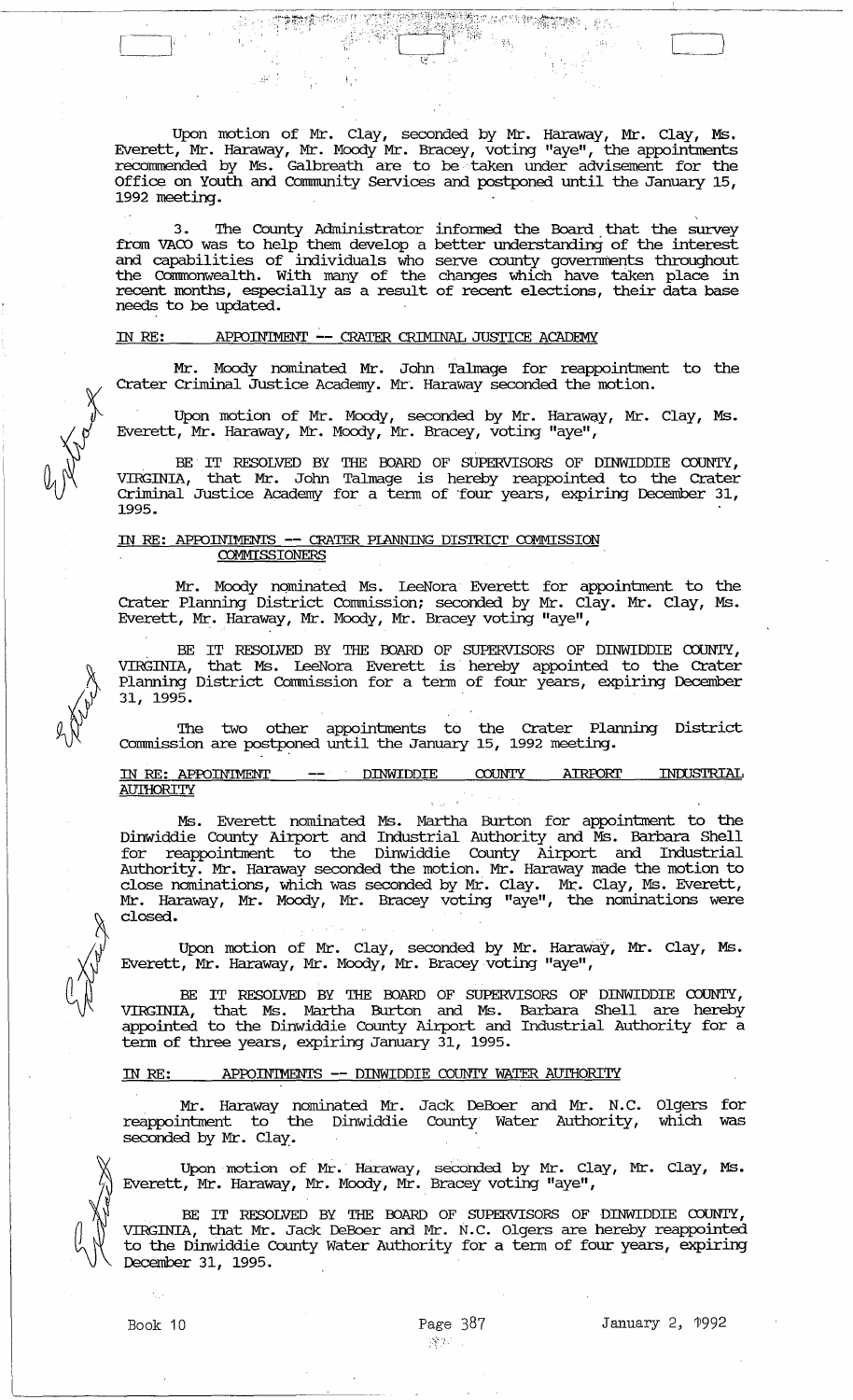Upon motion of Mr. Clay, seconded by Mr. Haraway, Mr. Clay, Ms. Everett, Mr. Haraway, Mr. Moody Mr. Bracey, voting "aye", the appointments recommended by Ms. Galbreath are to be taken under advisement for the Office on Youth and Community Services and postponed until the January 15, 1992 meeting.

3. The County Administrator informed the Board that the survey from VACO was to help them develop a better understanding of the interest and capabilities of individuals who serve county governments throughout the Commonwealth. With many of the changes which have taken place in recent months, especially as a result of recent elections, their data base needs to be updated.

IN RE: APPOINTMENT -- CRATER CRIMINAL JUSTICE ACADEMY

Mr. Moody nominated Mr. John Talmage for reappointment to the Crater Criminal Justice Academy. Mr. Haraway seconded the motion.

Upon motion of Mr. Moody, seconded by Mr. Haraway, Mr. Clay, Ms. Everett, Mr. Haraway, Mr. Moody, Mr. Bracey, voting "aye",

BE IT RESOLVED BY THE BOARD OF SUPERVISORS OF DINWIDDIE COUNTY, VIRGINIA, that Mr. John Talmage is hereby reappointed to the Crater Criminal Justice Academy for a term of four years, expiring December 31, 1995.

IN RE: APPOINTMENTS -- CRATER PLANNING DISTRICT COMMISSION COMMISSIONERS

Mr. Moody nominated Ms. LeeNora Everett for appointment to the Crater Planning District Commission; seconded by Mr. Clay. Mr. Clay, Ms. Everett, Mr. Haraway, Mr. Moody, Mr. Bracey voting "aye",

BE IT RESOLVED BY THE BOARD OF SUPERVISORS OF DINWIDDIE COUNTY, VIRGINIA, that Ms. LeeNora Everett is hereby appointed to the Crater Planning District Commission for a term of four years, expiring December 31, 1995.

The two other appointments to the Crater Planning District Commission are postponed until the January 15, 1992 meeting.

IN RE: APPOINTMENT -- DINWIDDIE COUNTY AIRPORT INDUSTRIAL AUTHORITY

Ms. Everett nominated Ms. Martha Burton for appointment to the Dinwiddie County Airport and Industrial Authority and Ms. Barbara Shell for reappointment to the Dinwiddie County Airport and Industrial Authority. Mr. Haraway seconded the motion. Mr. Haraway made the motion to close nominations, which was seconded by Mr. Clay. Mr. Clay, Ms. Everett, Mr. Haraway, Mr. Moody, Mr. Bracey voting "aye", the nominations were closed.

Upon motion of Mr. Clay, seconded by Mr. Haraway, Mr. Clay, Ms. Everett, Mr. Haraway, Mr. Moody, Mr. Bracey voting "aye",

BE IT RESOLVED BY THE BOARD OF SUPERVISORS OF DINWIDDIE COUNTY, VIRGINIA, that Ms. Martha Burton and Ms. Barbara Shell are hereby appointed to the Dinwiddie County Airport and Industrial Authority for a term of three years, expiring January 31, 1995.

IN RE: APPOINTMENTS -- DINWIDDIE COUNTY WATER AUTHORITY

Mr. Haraway nominated Mr. Jack DeBoer and Mr. N.C. Olgers for reappointment to the Dinwiddie County Water Authority, which was seconded by Mr. Clay.

Upon motion of Mr. Haraway, seconded by Mr. Clay, Mr. Clay, Ms. Everett, Mr. Haraway, Mr. Moody, Mr. Bracey voting "aye",

BE IT RESOLVED BY THE BOARD OF SUPERVISORS OF DINWIDDIE COUNTY, VIRGINIA, that Mr. Jack DeBoer and Mr. N.C. Olgers are hereby reappointed to the Dinwiddie County Water Authority for a term of four years, expiring December 31, 1995.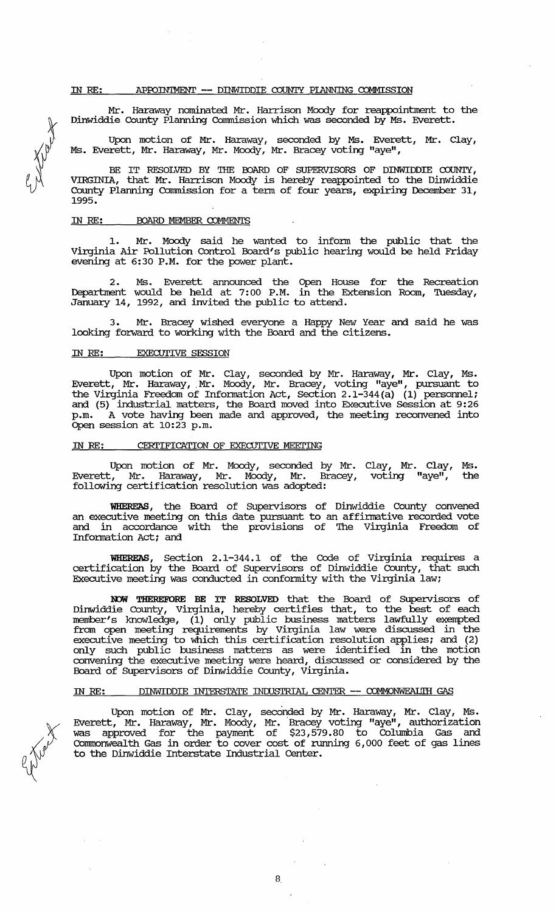IN RE: APPOINTMENT -- DINWIDDIE COUNTY PLANNING COMMISSION

Mr. Haraway nominated Mr. Harrison Moody for reappointment to the Dinwiddie County Planning Commission which was seconded by Ms. Everett.

Upon motion of Mr. Haraway, seconded by Ms. Everett, Mr. Clay, Ms. Everett, Mr. Haraway, Mr. Moody, Mr. Bracey voting "aye",

BE IT RESOLVED BY THE BOARD OF SUPERVISORS OF DINWIDDIE COUNTY, VIRGINIA, that Mr. Harrison Moody is hereby reappointed to the Dinwiddie County Planning Commission for a term of four years, expiring December 31, 1995.

IN RE: BOARD MEMBER COMMENTS

1. Mr. Moody said he wanted to inform the public that the Virginia Air Pollution Control Board's public hearing would be held Friday evening at 6:30 P.M. for the power plant.

2. Ms. Everett announced the Open House for the Recreation Department would be held at 7:00 P.M. in the Extension Room, Tuesday, January 14, 1992, and invited the public to attend.

3. Mr. Bracey wished everyone a Happy New Year and said he was looking forward to working with the Board and the citizens.

IN RE: EXECUTIVE SESSION

Upon motion of Mr. Clay, seconded by Mr. Haraway, Mr. Clay, Ms. Everett, Mr. Haraway, Mr. Moody, Mr. Bracey, voting "aye", pursuant to the Virginia Freedom of Information Act, Section 2.1-344(a) (1) personnel; and (5) industrial matters, the Board moved into Executive Session at 9:26 p.m. A vote having been made and approved, the meeting reconvened into Open session at 10:23 p.m.

IN RE: CERTIFICATION OF EXECUTIVE MEETING

Upon motion of Mr. Moody, seconded by Mr. Clay, Mr. Clay, Ms. Everett, Mr. Haraway, Mr. Moody, Mr. Bracey, voting "aye", the following certification resolution was adopted:

**WHEREAS**, the Board of Supervisors of Dinwiddie County convened an executive meeting on this date pursuant to an affirmative recorded vote and in accordance with the provisions of The Virginia Freedom of Information Act; and

**WHEREAS**, Section 2.1-344.1 of the Code of Virginia requires a certification by the Board of Supervisors of Dinwiddie County, that such Executive meeting was conducted in conformity with the Virginia law;

**NOW THEREFORE BE IT RESOLVED** that the Board of Supervisors of Dinwiddie County, Virginia, hereby certifies that, to the best of each member's knowledge, (1) only public business matters lawfully exempted from open meeting requirements by Virginia law were discussed in the executive meeting to which this certification resolution applies; and (2) only such public business matters as were identified in the motion convening the executive meeting were heard, discussed or considered by the Board of Supervisors of Dinwiddie County, Virginia.

IN RE: DINWIDDIE INTERSTATE INDUSTRIAL CENTER -- COMMONWEALTH GAS

Upon motion of Mr. Clay, seconded by Mr. Haraway, Mr. Clay, Ms. Everett, Mr. Haraway, Mr. Moody, Mr. Bracey voting "aye", authorization was approved for the payment of $23,579.80 to Columbia Gas and Commonwealth Gas in order to cover cost of running 6,000 feet of gas lines to the Dinwiddie Interstate Industrial Center.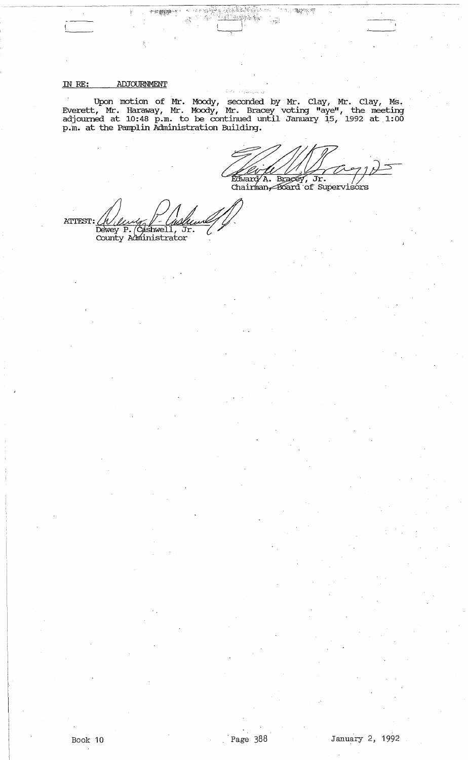IN RE: ADJOURNMENT

Upon motion of Mr. Moody, seconded by Mr. Clay, Mr. Clay, Ms. Everett, Mr. Haraway, Mr. Moody, Mr. Bracey voting "aye", the meeting adjourned at 10:48 p.m. to be continued until January 15, 1992 at 1:00 p.m. at the Pamplin Administration Building.

Edward A. Bracey, Jr.
Chairman, Board of Supervisors

ATTEST:
Dewey P. Cashwell, Jr.
County Administrator

Book 10 | Page 388 | January 2, 1992